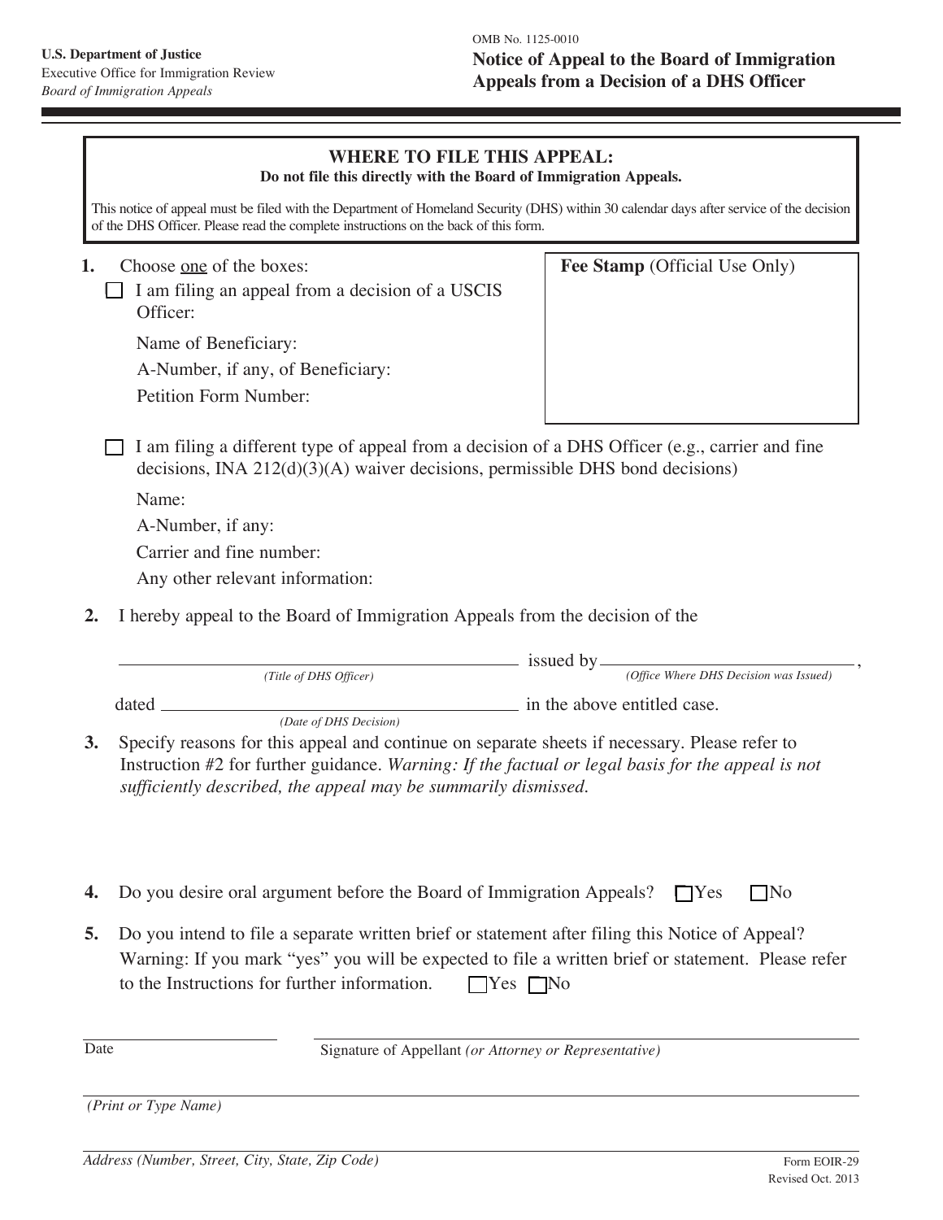U.S. Department of Justice
Executive Office for Immigration Review
*Board of Immigration Appeals*

OMB No. 1125-0010

# Notice of Appeal to the Board of Immigration Appeals from a Decision of a DHS Officer

## WHERE TO FILE THIS APPEAL:

**Do not file this directly with the Board of Immigration Appeals.**

This notice of appeal must be filed with the Department of Homeland Security (DHS) within 30 calendar days after service of the decision of the DHS Officer. Please read the complete instructions on the back of this form.

**Fee Stamp** (Official Use Only)

**1.** Choose one of the boxes:

☐ I am filing an appeal from a decision of a USCIS Officer:

Name of Beneficiary:

A-Number, if any, of Beneficiary:

Petition Form Number:

☐ I am filing a different type of appeal from a decision of a DHS Officer (e.g., carrier and fine decisions, INA 212(d)(3)(A) waiver decisions, permissible DHS bond decisions)

Name:

A-Number, if any:

Carrier and fine number:

Any other relevant information:

**2.** I hereby appeal to the Board of Immigration Appeals from the decision of the

______________________________ issued by ______________________________,
*(Title of DHS Officer)* *(Office Where DHS Decision was Issued)*

dated ______________________________ in the above entitled case.
*(Date of DHS Decision)*

**3.** Specify reasons for this appeal and continue on separate sheets if necessary. Please refer to Instruction #2 for further guidance. *Warning: If the factual or legal basis for the appeal is not sufficiently described, the appeal may be summarily dismissed.*

**4.** Do you desire oral argument before the Board of Immigration Appeals? ☐ Yes ☐ No

**5.** Do you intend to file a separate written brief or statement after filing this Notice of Appeal? Warning: If you mark "yes" you will be expected to file a written brief or statement. Please refer to the Instructions for further information. ☐ Yes ☐ No

______________________________
Date

______________________________
Signature of Appellant *(or Attorney or Representative)*

______________________________
*(Print or Type Name)*

______________________________
*Address (Number, Street, City, State, Zip Code)*

Form EOIR-29
Revised Oct. 2013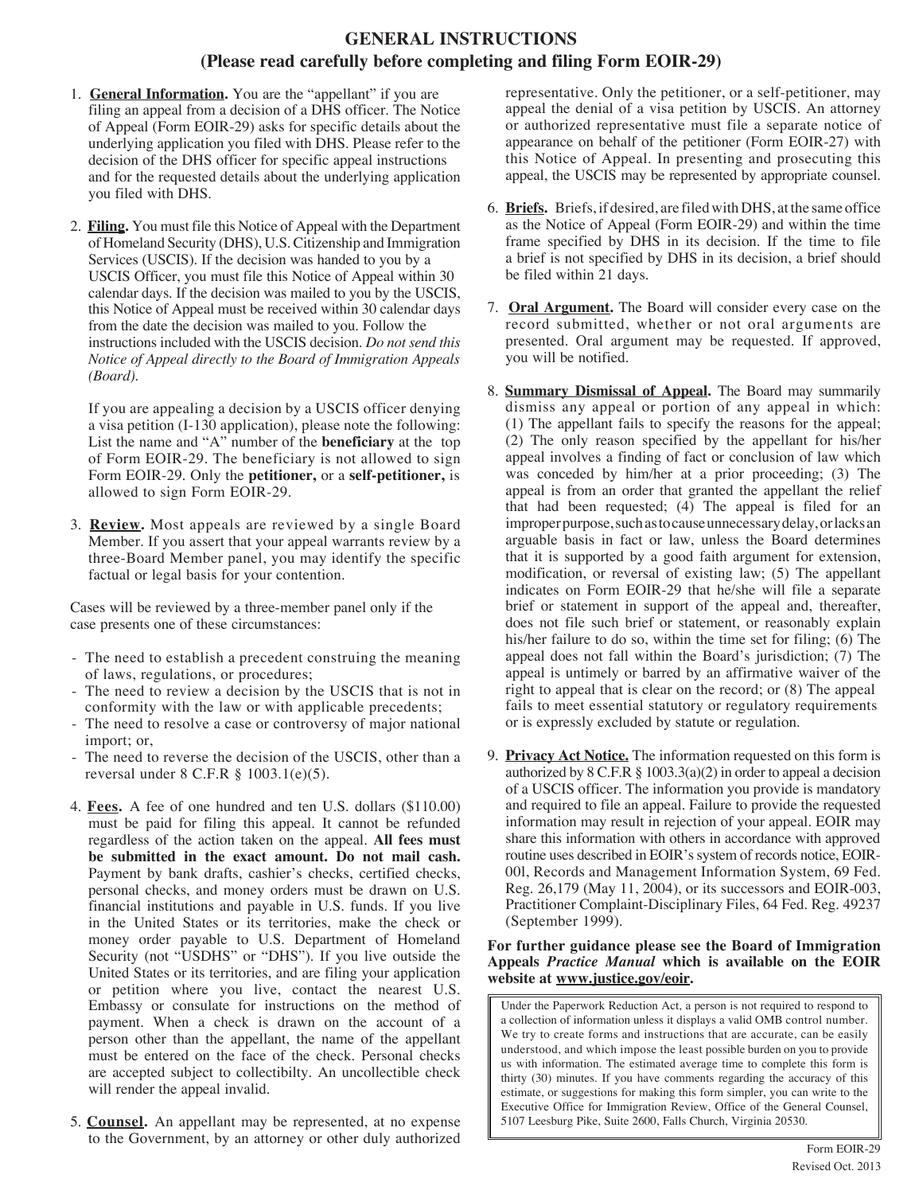# GENERAL INSTRUCTIONS
## (Please read carefully before completing and filing Form EOIR-29)

1. **General Information.** You are the "appellant" if you are filing an appeal from a decision of a DHS officer. The Notice of Appeal (Form EOIR-29) asks for specific details about the underlying application you filed with DHS. Please refer to the decision of the DHS officer for specific appeal instructions and for the requested details about the underlying application you filed with DHS.

2. **Filing.** You must file this Notice of Appeal with the Department of Homeland Security (DHS), U.S. Citizenship and Immigration Services (USCIS). If the decision was handed to you by a USCIS Officer, you must file this Notice of Appeal within 30 calendar days. If the decision was mailed to you by the USCIS, this Notice of Appeal must be received within 30 calendar days from the date the decision was mailed to you. Follow the instructions included with the USCIS decision. *Do not send this Notice of Appeal directly to the Board of Immigration Appeals (Board).*

   If you are appealing a decision by a USCIS officer denying a visa petition (I-130 application), please note the following: List the name and "A" number of the **beneficiary** at the top of Form EOIR-29. The beneficiary is not allowed to sign Form EOIR-29. Only the **petitioner,** or a **self-petitioner,** is allowed to sign Form EOIR-29.

3. **Review.** Most appeals are reviewed by a single Board Member. If you assert that your appeal warrants review by a three-Board Member panel, you may identify the specific factual or legal basis for your contention.

Cases will be reviewed by a three-member panel only if the case presents one of these circumstances:

- The need to establish a precedent construing the meaning of laws, regulations, or procedures;
- The need to review a decision by the USCIS that is not in conformity with the law or with applicable precedents;
- The need to resolve a case or controversy of major national import; or,
- The need to reverse the decision of the USCIS, other than a reversal under 8 C.F.R § 1003.1(e)(5).

4. **Fees.** A fee of one hundred and ten U.S. dollars ($110.00) must be paid for filing this appeal. It cannot be refunded regardless of the action taken on the appeal. **All fees must be submitted in the exact amount. Do not mail cash.** Payment by bank drafts, cashier's checks, certified checks, personal checks, and money orders must be drawn on U.S. financial institutions and payable in U.S. funds. If you live in the United States or its territories, make the check or money order payable to U.S. Department of Homeland Security (not "USDHS" or "DHS"). If you live outside the United States or its territories, and are filing your application or petition where you live, contact the nearest U.S. Embassy or consulate for instructions on the method of payment. When a check is drawn on the account of a person other than the appellant, the name of the appellant must be entered on the face of the check. Personal checks are accepted subject to collectibilty. An uncollectible check will render the appeal invalid.

5. **Counsel.** An appellant may be represented, at no expense to the Government, by an attorney or other duly authorized representative. Only the petitioner, or a self-petitioner, may appeal the denial of a visa petition by USCIS. An attorney or authorized representative must file a separate notice of appearance on behalf of the petitioner (Form EOIR-27) with this Notice of Appeal. In presenting and prosecuting this appeal, the USCIS may be represented by appropriate counsel.

6. **Briefs.** Briefs, if desired, are filed with DHS, at the same office as the Notice of Appeal (Form EOIR-29) and within the time frame specified by DHS in its decision. If the time to file a brief is not specified by DHS in its decision, a brief should be filed within 21 days.

7. **Oral Argument.** The Board will consider every case on the record submitted, whether or not oral arguments are presented. Oral argument may be requested. If approved, you will be notified.

8. **Summary Dismissal of Appeal.** The Board may summarily dismiss any appeal or portion of any appeal in which: (1) The appellant fails to specify the reasons for the appeal; (2) The only reason specified by the appellant for his/her appeal involves a finding of fact or conclusion of law which was conceded by him/her at a prior proceeding; (3) The appeal is from an order that granted the appellant the relief that had been requested; (4) The appeal is filed for an improper purpose, such as to cause unnecessary delay, or lacks an arguable basis in fact or law, unless the Board determines that it is supported by a good faith argument for extension, modification, or reversal of existing law; (5) The appellant indicates on Form EOIR-29 that he/she will file a separate brief or statement in support of the appeal and, thereafter, does not file such brief or statement, or reasonably explain his/her failure to do so, within the time set for filing; (6) The appeal does not fall within the Board's jurisdiction; (7) The appeal is untimely or barred by an affirmative waiver of the right to appeal that is clear on the record; or (8) The appeal fails to meet essential statutory or regulatory requirements or is expressly excluded by statute or regulation.

9. **Privacy Act Notice.** The information requested on this form is authorized by 8 C.F.R § 1003.3(a)(2) in order to appeal a decision of a USCIS officer. The information you provide is mandatory and required to file an appeal. Failure to provide the requested information may result in rejection of your appeal. EOIR may share this information with others in accordance with approved routine uses described in EOIR's system of records notice, EOIR-00l, Records and Management Information System, 69 Fed. Reg. 26,179 (May 11, 2004), or its successors and EOIR-003, Practitioner Complaint-Disciplinary Files, 64 Fed. Reg. 49237 (September 1999).

**For further guidance please see the Board of Immigration Appeals *Practice Manual* which is available on the EOIR website at www.justice.gov/eoir.**

Under the Paperwork Reduction Act, a person is not required to respond to a collection of information unless it displays a valid OMB control number. We try to create forms and instructions that are accurate, can be easily understood, and which impose the least possible burden on you to provide us with information. The estimated average time to complete this form is thirty (30) minutes. If you have comments regarding the accuracy of this estimate, or suggestions for making this form simpler, you can write to the Executive Office for Immigration Review, Office of the General Counsel, 5107 Leesburg Pike, Suite 2600, Falls Church, Virginia 20530.

Form EOIR-29
Revised Oct. 2013